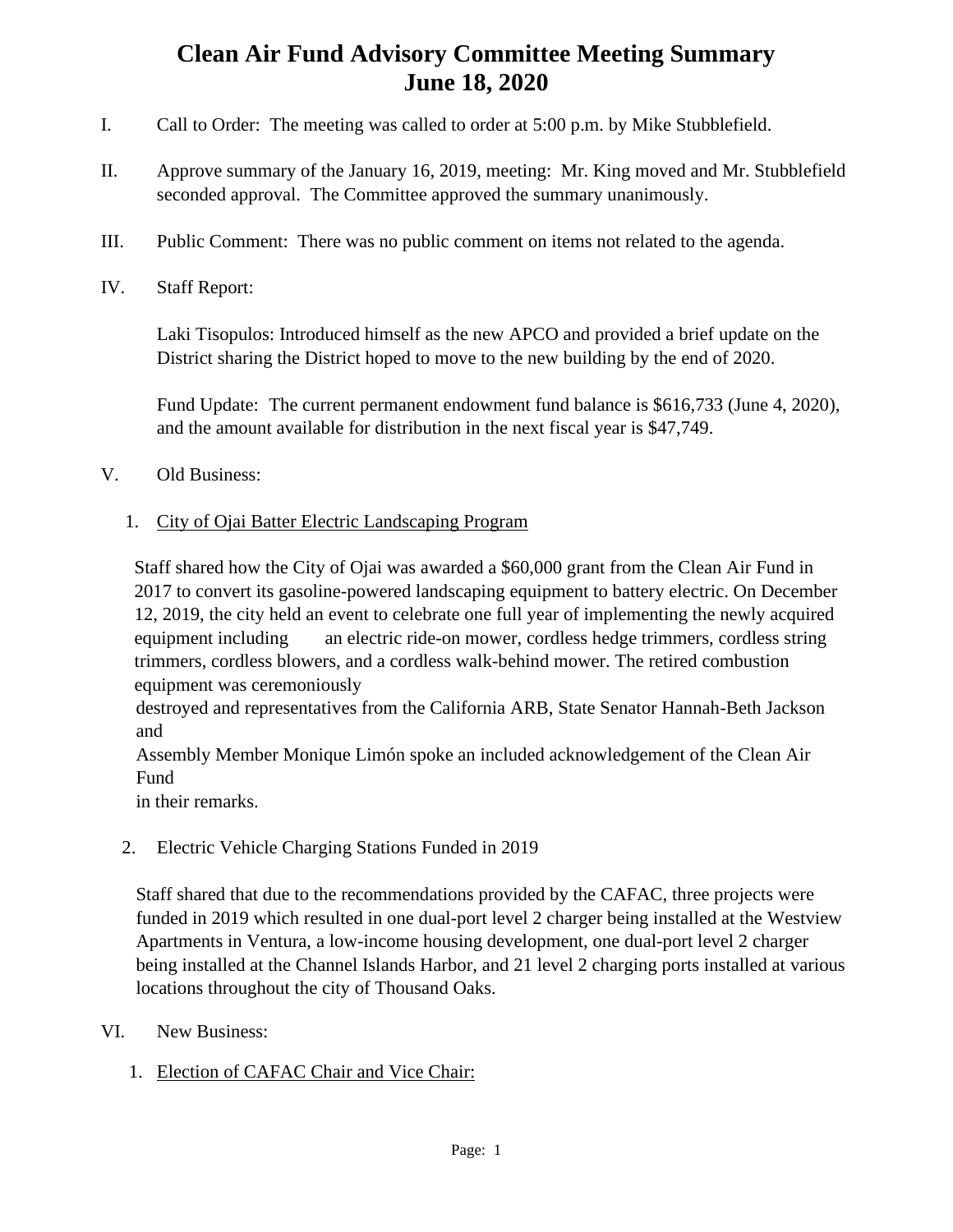# Clean Air Fund Advisory Committee Meeting Summary
# June 18, 2020

I. Call to Order: The meeting was called to order at 5:00 p.m. by Mike Stubblefield.

II. Approve summary of the January 16, 2019, meeting: Mr. King moved and Mr. Stubblefield seconded approval. The Committee approved the summary unanimously.

III. Public Comment: There was no public comment on items not related to the agenda.

IV. Staff Report:

Laki Tisopulos: Introduced himself as the new APCO and provided a brief update on the District sharing the District hoped to move to the new building by the end of 2020.

Fund Update: The current permanent endowment fund balance is $616,733 (June 4, 2020), and the amount available for distribution in the next fiscal year is $47,749.

V. Old Business:

1. City of Ojai Batter Electric Landscaping Program

Staff shared how the City of Ojai was awarded a $60,000 grant from the Clean Air Fund in 2017 to convert its gasoline-powered landscaping equipment to battery electric. On December 12, 2019, the city held an event to celebrate one full year of implementing the newly acquired equipment including an electric ride-on mower, cordless hedge trimmers, cordless string trimmers, cordless blowers, and a cordless walk-behind mower. The retired combustion equipment was ceremoniously destroyed and representatives from the California ARB, State Senator Hannah-Beth Jackson and Assembly Member Monique Limón spoke an included acknowledgement of the Clean Air Fund in their remarks.

2. Electric Vehicle Charging Stations Funded in 2019

Staff shared that due to the recommendations provided by the CAFAC, three projects were funded in 2019 which resulted in one dual-port level 2 charger being installed at the Westview Apartments in Ventura, a low-income housing development, one dual-port level 2 charger being installed at the Channel Islands Harbor, and 21 level 2 charging ports installed at various locations throughout the city of Thousand Oaks.

VI. New Business:

1. Election of CAFAC Chair and Vice Chair: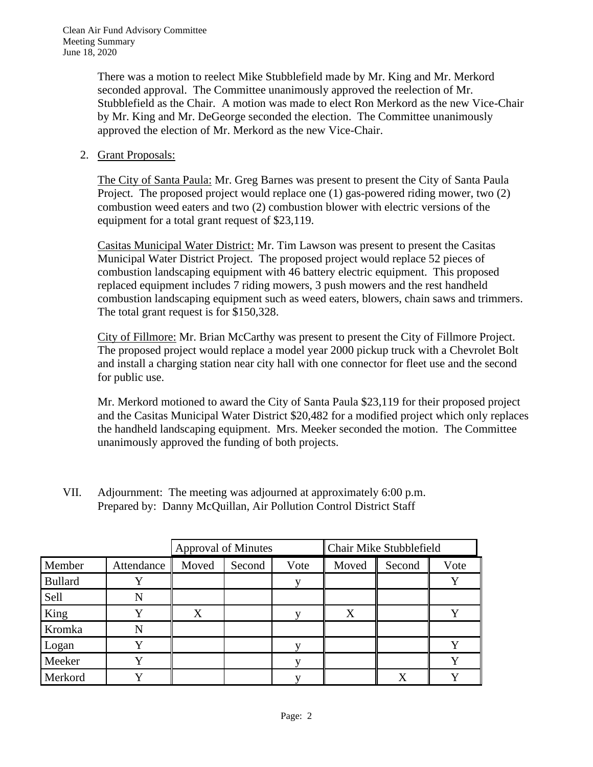There was a motion to reelect Mike Stubblefield made by Mr. King and Mr. Merkord seconded approval. The Committee unanimously approved the reelection of Mr. Stubblefield as the Chair. A motion was made to elect Ron Merkord as the new Vice-Chair by Mr. King and Mr. DeGeorge seconded the election. The Committee unanimously approved the election of Mr. Merkord as the new Vice-Chair.

2. Grant Proposals:

The City of Santa Paula: Mr. Greg Barnes was present to present the City of Santa Paula Project. The proposed project would replace one (1) gas-powered riding mower, two (2) combustion weed eaters and two (2) combustion blower with electric versions of the equipment for a total grant request of $23,119.

Casitas Municipal Water District: Mr. Tim Lawson was present to present the Casitas Municipal Water District Project. The proposed project would replace 52 pieces of combustion landscaping equipment with 46 battery electric equipment. This proposed replaced equipment includes 7 riding mowers, 3 push mowers and the rest handheld combustion landscaping equipment such as weed eaters, blowers, chain saws and trimmers. The total grant request is for $150,328.

City of Fillmore: Mr. Brian McCarthy was present to present the City of Fillmore Project. The proposed project would replace a model year 2000 pickup truck with a Chevrolet Bolt and install a charging station near city hall with one connector for fleet use and the second for public use.

Mr. Merkord motioned to award the City of Santa Paula $23,119 for their proposed project and the Casitas Municipal Water District $20,482 for a modified project which only replaces the handheld landscaping equipment. Mrs. Meeker seconded the motion. The Committee unanimously approved the funding of both projects.

VII. Adjournment: The meeting was adjourned at approximately 6:00 p.m.
Prepared by: Danny McQuillan, Air Pollution Control District Staff

| | | Approval of Minutes | | | Chair Mike Stubblefield | | |
|---|---|---|---|---|---|---|---|
| Member | Attendance | Moved | Second | Vote | Moved | Second | Vote |
| Bullard | Y | | | y | | | Y |
| Sell | N | | | | | | |
| King | Y | X | | y | X | | Y |
| Kromka | N | | | | | | |
| Logan | Y | | | y | | | Y |
| Meeker | Y | | | y | | | Y |
| Merkord | Y | | | y | | X | Y |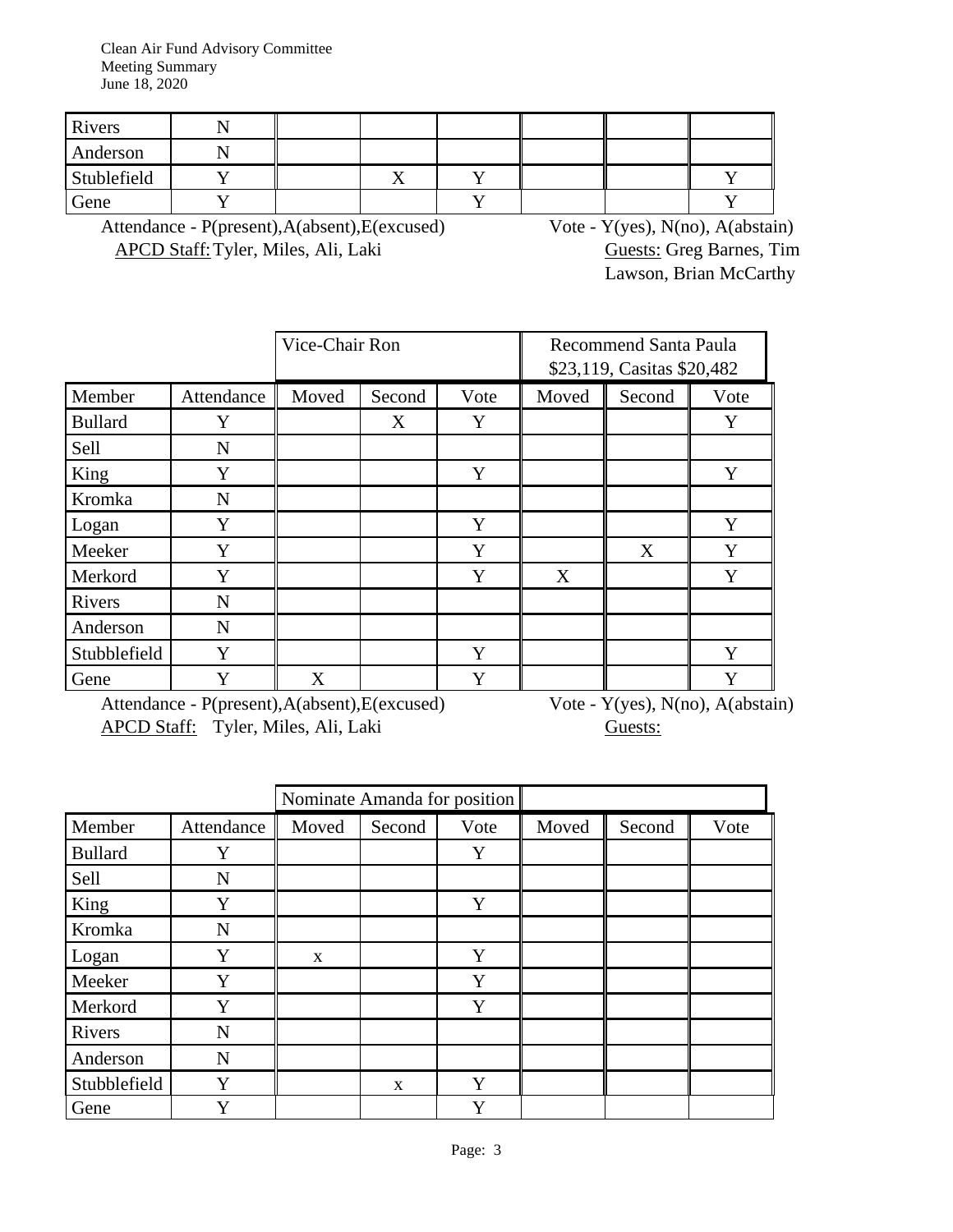Clean Air Fund Advisory Committee
Meeting Summary
June 18, 2020

| | | | | | | | |
|---|---|---|---|---|---|---|---|
| Rivers | N | | | | | | |
| Anderson | N | | | | | | |
| Stublefield | Y | | X | Y | | | Y |
| Gene | Y | | | Y | | | Y |

Attendance - P(present),A(absent),E(excused) Vote - Y(yes), N(no), A(abstain)

APCD Staff: Tyler, Miles, Ali, Laki

Guests: Greg Barnes, Tim Lawson, Brian McCarthy

| | | Vice-Chair Ron | | | Recommend Santa Paula $23,119, Casitas $20,482 | | |
|---|---|---|---|---|---|---|---|
| Member | Attendance | Moved | Second | Vote | Moved | Second | Vote |
| Bullard | Y | | X | Y | | | Y |
| Sell | N | | | | | | |
| King | Y | | | Y | | | Y |
| Kromka | N | | | | | | |
| Logan | Y | | | Y | | | Y |
| Meeker | Y | | | Y | | X | Y |
| Merkord | Y | | | Y | X | | Y |
| Rivers | N | | | | | | |
| Anderson | N | | | | | | |
| Stubblefield | Y | | | Y | | | Y |
| Gene | Y | X | | Y | | | Y |

Attendance - P(present),A(absent),E(excused) Vote - Y(yes), N(no), A(abstain)

APCD Staff: Tyler, Miles, Ali, Laki

Guests:

| | | Nominate Amanda for position | | | | | |
|---|---|---|---|---|---|---|---|
| Member | Attendance | Moved | Second | Vote | Moved | Second | Vote |
| Bullard | Y | | | Y | | | |
| Sell | N | | | | | | |
| King | Y | | | Y | | | |
| Kromka | N | | | | | | |
| Logan | Y | x | | Y | | | |
| Meeker | Y | | | Y | | | |
| Merkord | Y | | | Y | | | |
| Rivers | N | | | | | | |
| Anderson | N | | | | | | |
| Stubblefield | Y | | x | Y | | | |
| Gene | Y | | | Y | | | |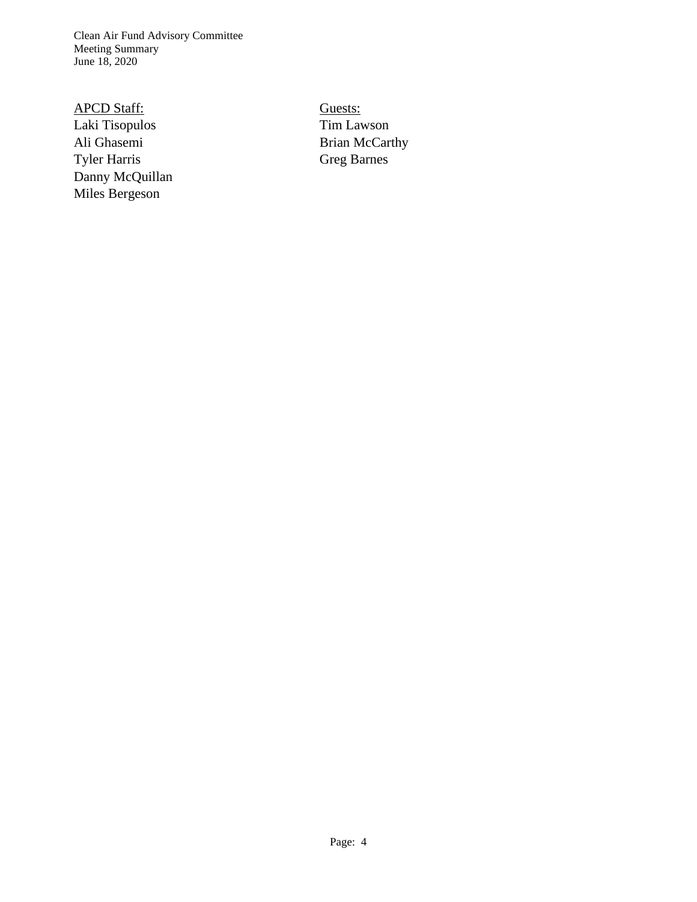APCD Staff:
Laki Tisopulos
Ali Ghasemi
Tyler Harris
Danny McQuillan
Miles Bergeson

Guests:
Tim Lawson
Brian McCarthy
Greg Barnes